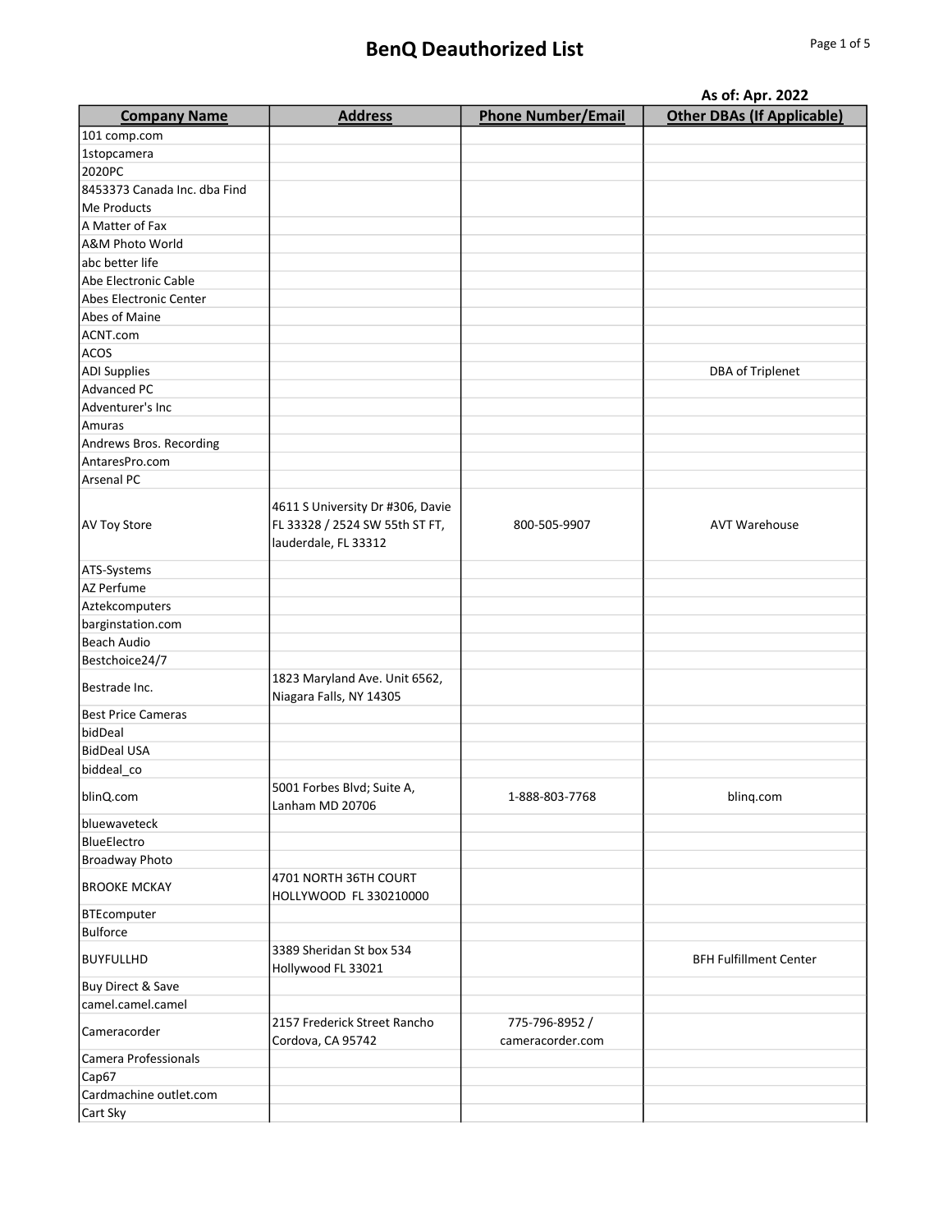# BenQ Deauthorized List

**As of: Apr. 2022**

| Company Name | Address | Phone Number/Email | Other DBAs (If Applicable) |
|---|---|---|---|
| 101 comp.com | | | |
| 1stopcamera | | | |
| 2020PC | | | |
| 8453373 Canada Inc. dba Find Me Products | | | |
| A Matter of Fax | | | |
| A&M Photo World | | | |
| abc better life | | | |
| Abe Electronic Cable | | | |
| Abes Electronic Center | | | |
| Abes of Maine | | | |
| ACNT.com | | | |
| ACOS | | | |
| ADI Supplies | | | DBA of Triplenet |
| Advanced PC | | | |
| Adventurer's Inc | | | |
| Amuras | | | |
| Andrews Bros. Recording | | | |
| AntaresPro.com | | | |
| Arsenal PC | | | |
| AV Toy Store | 4611 S University Dr #306, Davie FL 33328 / 2524 SW 55th ST FT, lauderdale, FL 33312 | 800-505-9907 | AVT Warehouse |
| ATS-Systems | | | |
| AZ Perfume | | | |
| Aztekcomputers | | | |
| barginstation.com | | | |
| Beach Audio | | | |
| Bestchoice24/7 | | | |
| Bestrade Inc. | 1823 Maryland Ave. Unit 6562, Niagara Falls, NY 14305 | | |
| Best Price Cameras | | | |
| bidDeal | | | |
| BidDeal USA | | | |
| biddeal_co | | | |
| blinQ.com | 5001 Forbes Blvd; Suite A, Lanham MD 20706 | 1-888-803-7768 | blinq.com |
| bluewaveteck | | | |
| BlueElectro | | | |
| Broadway Photo | | | |
| BROOKE MCKAY | 4701 NORTH 36TH COURT HOLLYWOOD FL 330210000 | | |
| BTEcomputer | | | |
| Bulforce | | | |
| BUYFULLHD | 3389 Sheridan St box 534 Hollywood FL 33021 | | BFH Fulfillment Center |
| Buy Direct & Save | | | |
| camel.camel.camel | | | |
| Cameracorder | 2157 Frederick Street Rancho Cordova, CA 95742 | 775-796-8952 / cameracorder.com | |
| Camera Professionals | | | |
| Cap67 | | | |
| Cardmachine outlet.com | | | |
| Cart Sky | | | |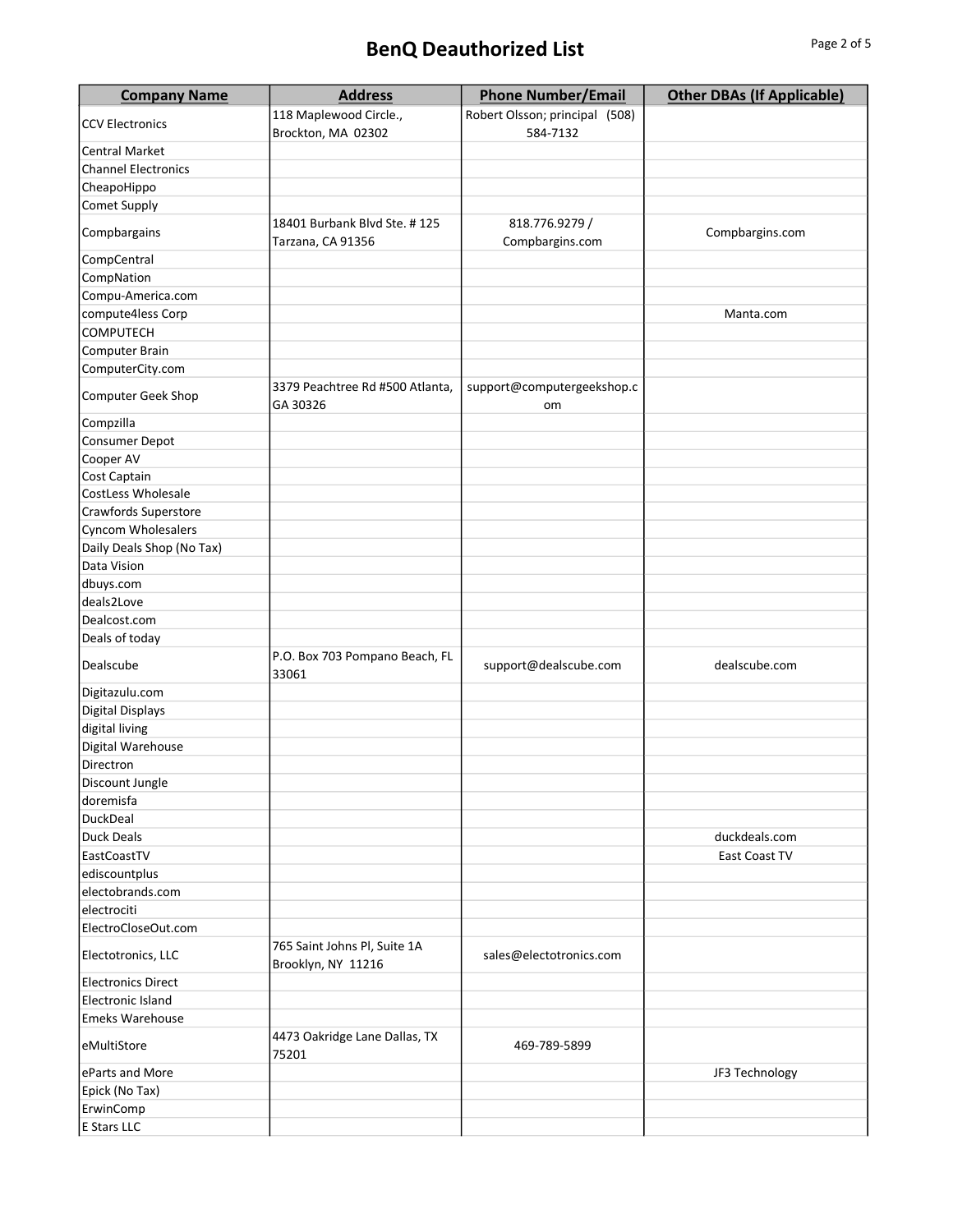# BenQ Deauthorized List

| Company Name | Address | Phone Number/Email | Other DBAs (If Applicable) |
|---|---|---|---|
| CCV Electronics | 118 Maplewood Circle., Brockton, MA 02302 | Robert Olsson; principal (508) 584-7132 | |
| Central Market | | | |
| Channel Electronics | | | |
| CheapoHippo | | | |
| Comet Supply | | | |
| Compbargains | 18401 Burbank Blvd Ste. # 125 Tarzana, CA 91356 | 818.776.9279 / Compbargins.com | Compbargins.com |
| CompCentral | | | |
| CompNation | | | |
| Compu-America.com | | | |
| compute4less Corp | | | Manta.com |
| COMPUTECH | | | |
| Computer Brain | | | |
| ComputerCity.com | | | |
| Computer Geek Shop | 3379 Peachtree Rd #500 Atlanta, GA 30326 | support@computergeekshop.com | |
| Compzilla | | | |
| Consumer Depot | | | |
| Cooper AV | | | |
| Cost Captain | | | |
| CostLess Wholesale | | | |
| Crawfords Superstore | | | |
| Cyncom Wholesalers | | | |
| Daily Deals Shop (No Tax) | | | |
| Data Vision | | | |
| dbuys.com | | | |
| deals2Love | | | |
| Dealcost.com | | | |
| Deals of today | | | |
| Dealscube | P.O. Box 703 Pompano Beach, FL 33061 | support@dealscube.com | dealscube.com |
| Digitazulu.com | | | |
| Digital Displays | | | |
| digital living | | | |
| Digital Warehouse | | | |
| Directron | | | |
| Discount Jungle | | | |
| doremisfa | | | |
| DuckDeal | | | |
| Duck Deals | | | duckdeals.com |
| EastCoastTV | | | East Coast TV |
| ediscountplus | | | |
| electobrands.com | | | |
| electrociti | | | |
| ElectroCloseOut.com | | | |
| Electotronics, LLC | 765 Saint Johns Pl, Suite 1A Brooklyn, NY 11216 | sales@electotronics.com | |
| Electronics Direct | | | |
| Electronic Island | | | |
| Emeks Warehouse | | | |
| eMultiStore | 4473 Oakridge Lane Dallas, TX 75201 | 469-789-5899 | |
| eParts and More | | | JF3 Technology |
| Epick (No Tax) | | | |
| ErwinComp | | | |
| E Stars LLC | | | |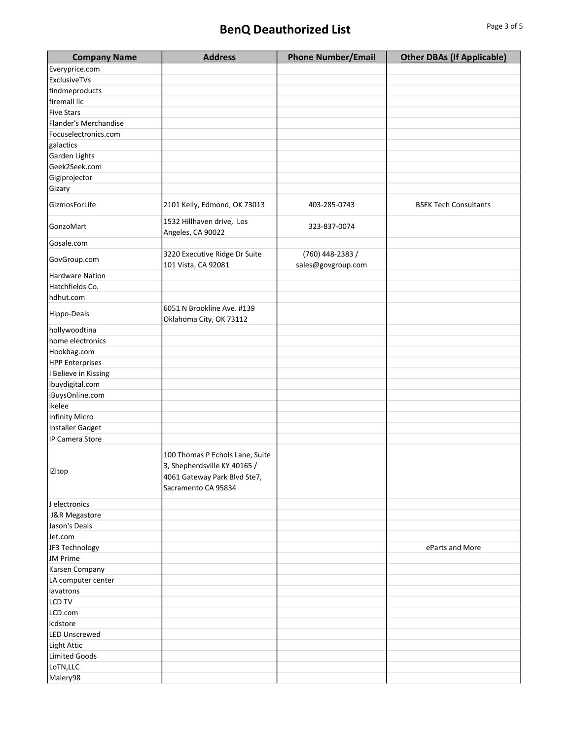# BenQ Deauthorized List

| Company Name | Address | Phone Number/Email | Other DBAs (If Applicable) |
|---|---|---|---|
| Everyprice.com | | | |
| ExclusiveTVs | | | |
| findmeproducts | | | |
| firemall llc | | | |
| Five Stars | | | |
| Flander's Merchandise | | | |
| Focuselectronics.com | | | |
| galactics | | | |
| Garden Lights | | | |
| Geek2Seek.com | | | |
| Gigiprojector | | | |
| Gizary | | | |
| GizmosForLife | 2101 Kelly, Edmond, OK 73013 | 403-285-0743 | BSEK Tech Consultants |
| GonzoMart | 1532 Hillhaven drive, Los Angeles, CA 90022 | 323-837-0074 | |
| Gosale.com | | | |
| GovGroup.com | 3220 Executive Ridge Dr Suite 101 Vista, CA 92081 | (760) 448-2383 / sales@govgroup.com | |
| Hardware Nation | | | |
| Hatchfields Co. | | | |
| hdhut.com | | | |
| Hippo-Deals | 6051 N Brookline Ave. #139 Oklahoma City, OK 73112 | | |
| hollywoodtina | | | |
| home electronics | | | |
| Hookbag.com | | | |
| HPP Enterprises | | | |
| I Believe in Kissing | | | |
| ibuydigital.com | | | |
| iBuysOnline.com | | | |
| ikelee | | | |
| Infinity Micro | | | |
| Installer Gadget | | | |
| IP Camera Store | | | |
| IZItop | 100 Thomas P Echols Lane, Suite 3, Shepherdsville KY 40165 / 4061 Gateway Park Blvd Ste7, Sacramento CA 95834 | | |
| J electronics | | | |
| J&R Megastore | | | |
| Jason's Deals | | | |
| Jet.com | | | |
| JF3 Technology | | | eParts and More |
| JM Prime | | | |
| Karsen Company | | | |
| LA computer center | | | |
| lavatrons | | | |
| LCD TV | | | |
| LCD.com | | | |
| lcdstore | | | |
| LED Unscrewed | | | |
| Light Attic | | | |
| Limited Goods | | | |
| LoTN,LLC | | | |
| Malery98 | | | |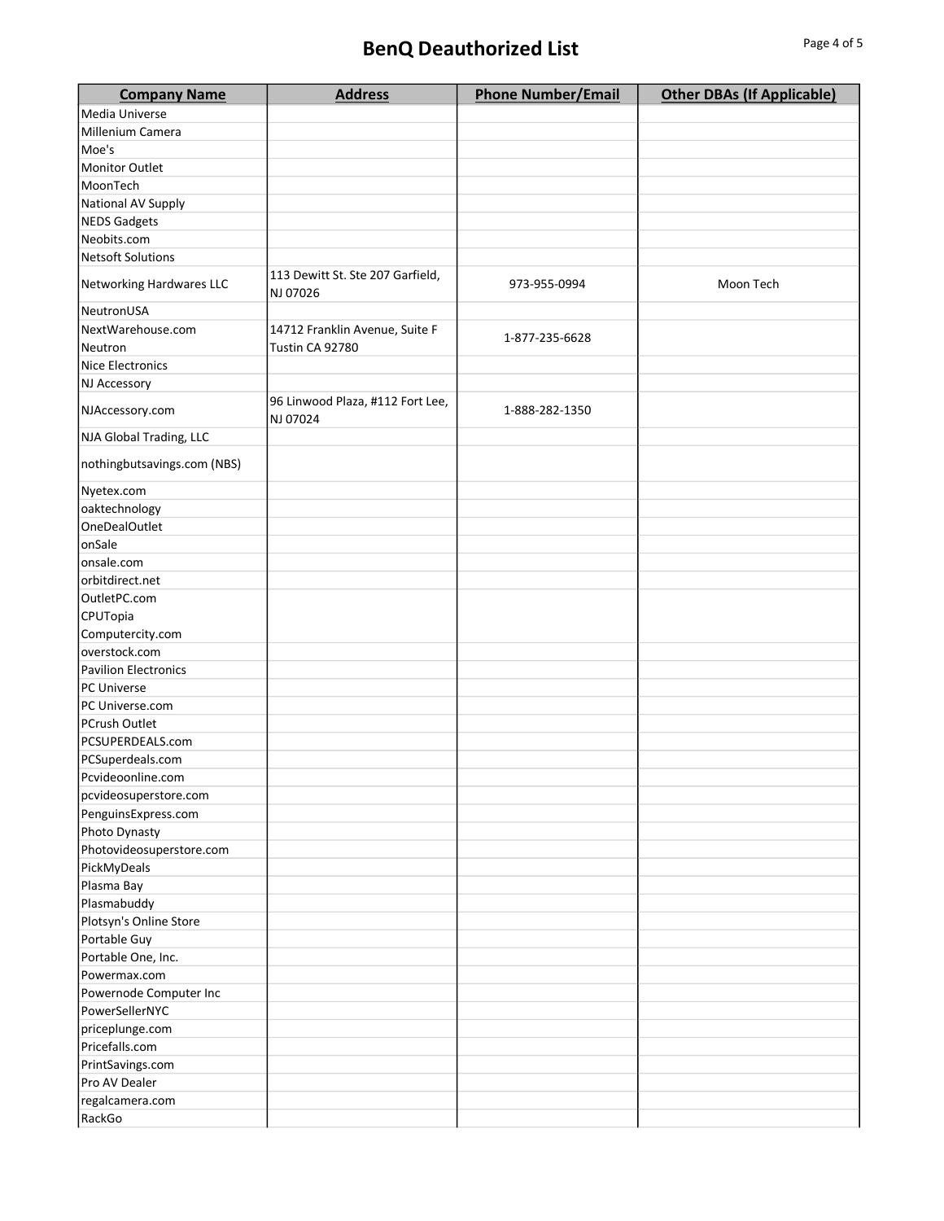# BenQ Deauthorized List

| Company Name | Address | Phone Number/Email | Other DBAs (If Applicable) |
|---|---|---|---|
| Media Universe | | | |
| Millenium Camera | | | |
| Moe's | | | |
| Monitor Outlet | | | |
| MoonTech | | | |
| National AV Supply | | | |
| NEDS Gadgets | | | |
| Neobits.com | | | |
| Netsoft Solutions | | | |
| Networking Hardwares LLC | 113 Dewitt St. Ste 207 Garfield, NJ 07026 | 973-955-0994 | Moon Tech |
| NeutronUSA | | | |
| NextWarehouse.com Neutron | 14712 Franklin Avenue, Suite F Tustin CA 92780 | 1-877-235-6628 | |
| Nice Electronics | | | |
| NJ Accessory | | | |
| NJAccessory.com | 96 Linwood Plaza, #112 Fort Lee, NJ 07024 | 1-888-282-1350 | |
| NJA Global Trading, LLC | | | |
| nothingbutsavings.com (NBS) | | | |
| Nyetex.com | | | |
| oaktechnology | | | |
| OneDealOutlet | | | |
| onSale | | | |
| onsale.com | | | |
| orbitdirect.net | | | |
| OutletPC.com CPUTopia Computercity.com | | | |
| overstock.com | | | |
| Pavilion Electronics | | | |
| PC Universe | | | |
| PC Universe.com | | | |
| PCrush Outlet | | | |
| PCSUPERDEALS.com | | | |
| PCSuperdeals.com | | | |
| Pcvideoonline.com | | | |
| pcvideosuperstore.com | | | |
| PenguinsExpress.com | | | |
| Photo Dynasty | | | |
| Photovideosuperstore.com | | | |
| PickMyDeals | | | |
| Plasma Bay | | | |
| Plasmabuddy | | | |
| Plotsyn's Online Store | | | |
| Portable Guy | | | |
| Portable One, Inc. | | | |
| Powermax.com | | | |
| Powernode Computer Inc | | | |
| PowerSellerNYC | | | |
| priceplunge.com | | | |
| Pricefalls.com | | | |
| PrintSavings.com | | | |
| Pro AV Dealer | | | |
| regalcamera.com | | | |
| RackGo | | | |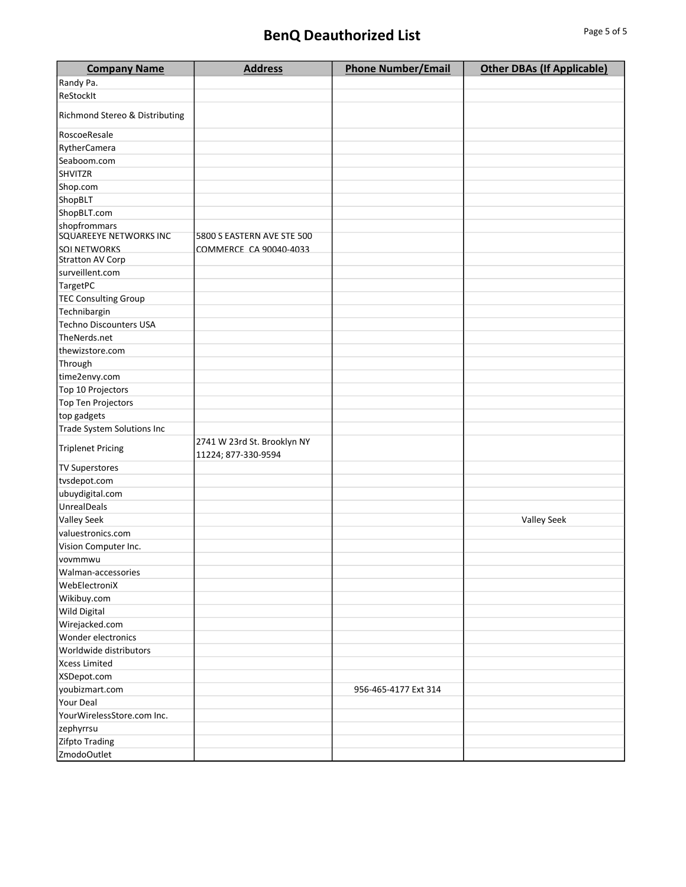# BenQ Deauthorized List

| Company Name | Address | Phone Number/Email | Other DBAs (If Applicable) |
|---|---|---|---|
| Randy Pa. | | | |
| ReStockIt | | | |
| Richmond Stereo & Distributing | | | |
| RoscoeResale | | | |
| RytherCamera | | | |
| Seaboom.com | | | |
| SHVITZR | | | |
| Shop.com | | | |
| ShopBLT | | | |
| ShopBLT.com | | | |
| shopfrommars | | | |
| SQUAREEYE NETWORKS INC SQI NETWORKS | 5800 S EASTERN AVE STE 500 COMMERCE, CA 90040-4033 | | |
| Stratton AV Corp | | | |
| surveillent.com | | | |
| TargetPC | | | |
| TEC Consulting Group | | | |
| Technibargin | | | |
| Techno Discounters USA | | | |
| TheNerds.net | | | |
| thewizstore.com | | | |
| Through | | | |
| time2envy.com | | | |
| Top 10 Projectors | | | |
| Top Ten Projectors | | | |
| top gadgets | | | |
| Trade System Solutions Inc | | | |
| Triplenet Pricing | 2741 W 23rd St. Brooklyn NY 11224; 877-330-9594 | | |
| TV Superstores | | | |
| tvsdepot.com | | | |
| ubuydigital.com | | | |
| UnrealDeals | | | |
| Valley Seek | | | Valley Seek |
| valuestronics.com | | | |
| Vision Computer Inc. | | | |
| vovmmwu | | | |
| Walman-accessories | | | |
| WebElectroniX | | | |
| Wikibuy.com | | | |
| Wild Digital | | | |
| Wirejacked.com | | | |
| Wonder electronics | | | |
| Worldwide distributors | | | |
| Xcess Limited | | | |
| XSDepot.com | | | |
| youbizmart.com | | 956-465-4177 Ext 314 | |
| Your Deal | | | |
| YourWirelessStore.com Inc. | | | |
| zephyrrsu | | | |
| Zifpto Trading | | | |
| ZmodoOutlet | | | |